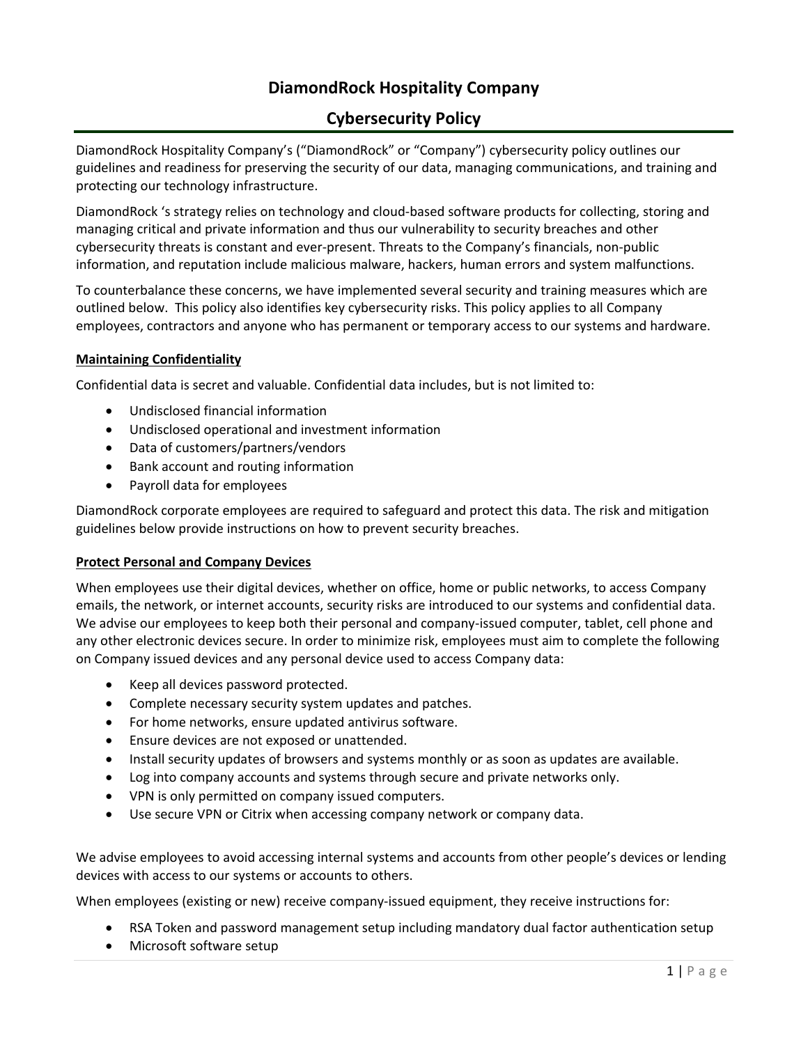# DiamondRock Hospitality Company

## Cybersecurity Policy

DiamondRock Hospitality Company's ("DiamondRock" or "Company") cybersecurity policy outlines our guidelines and readiness for preserving the security of our data, managing communications, and training and protecting our technology infrastructure.

DiamondRock 's strategy relies on technology and cloud-based software products for collecting, storing and managing critical and private information and thus our vulnerability to security breaches and other cybersecurity threats is constant and ever-present. Threats to the Company's financials, non-public information, and reputation include malicious malware, hackers, human errors and system malfunctions.

To counterbalance these concerns, we have implemented several security and training measures which are outlined below. This policy also identifies key cybersecurity risks. This policy applies to all Company employees, contractors and anyone who has permanent or temporary access to our systems and hardware.

### Maintaining Confidentiality

Confidential data is secret and valuable. Confidential data includes, but is not limited to:

- Undisclosed financial information
- Undisclosed operational and investment information
- Data of customers/partners/vendors
- Bank account and routing information
- Payroll data for employees

DiamondRock corporate employees are required to safeguard and protect this data. The risk and mitigation guidelines below provide instructions on how to prevent security breaches.

### Protect Personal and Company Devices

When employees use their digital devices, whether on office, home or public networks, to access Company emails, the network, or internet accounts, security risks are introduced to our systems and confidential data. We advise our employees to keep both their personal and company-issued computer, tablet, cell phone and any other electronic devices secure. In order to minimize risk, employees must aim to complete the following on Company issued devices and any personal device used to access Company data:

- Keep all devices password protected.
- Complete necessary security system updates and patches.
- For home networks, ensure updated antivirus software.
- Ensure devices are not exposed or unattended.
- Install security updates of browsers and systems monthly or as soon as updates are available.
- Log into company accounts and systems through secure and private networks only.
- VPN is only permitted on company issued computers.
- Use secure VPN or Citrix when accessing company network or company data.

We advise employees to avoid accessing internal systems and accounts from other people's devices or lending devices with access to our systems or accounts to others.

When employees (existing or new) receive company-issued equipment, they receive instructions for:

- RSA Token and password management setup including mandatory dual factor authentication setup
- Microsoft software setup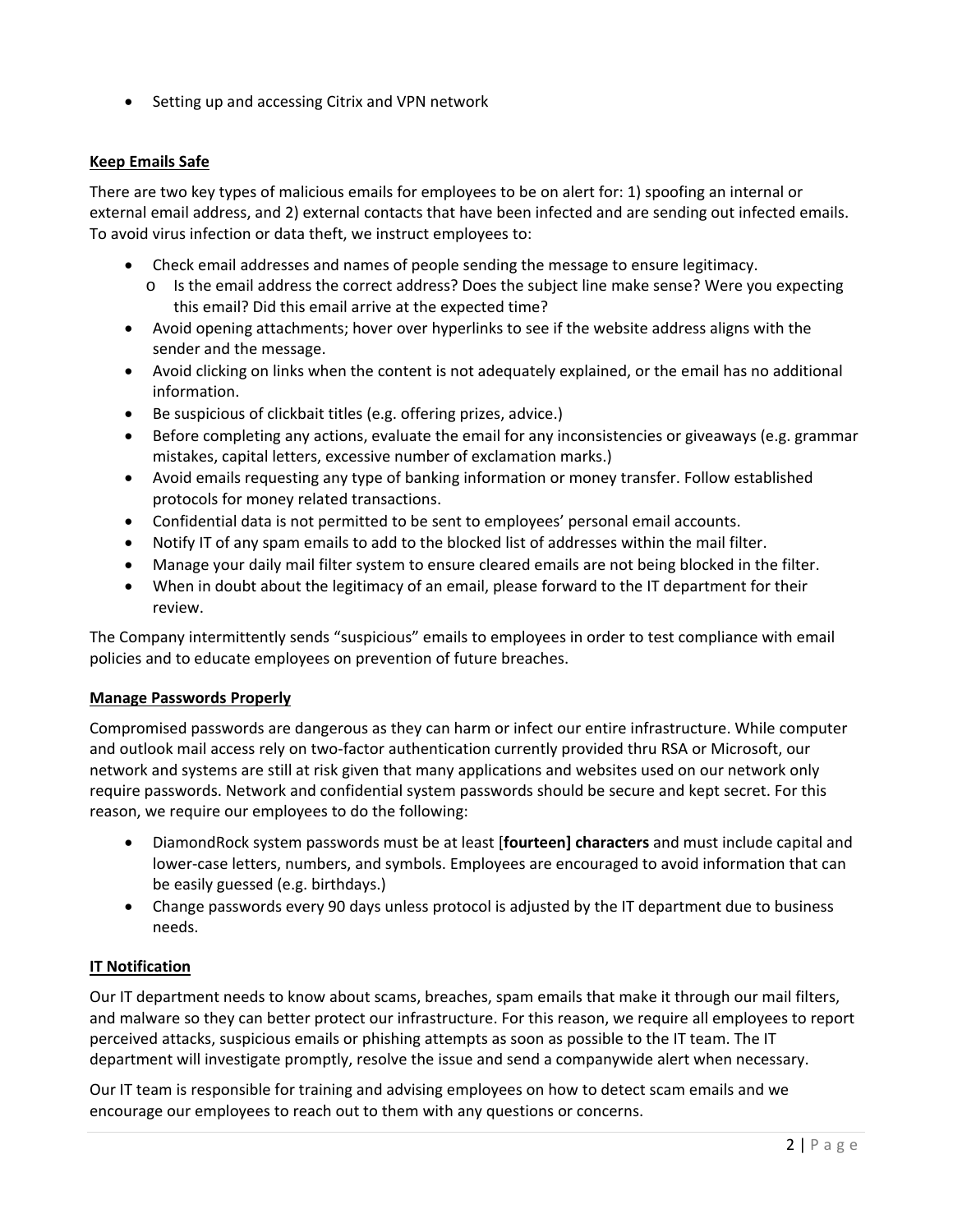- Setting up and accessing Citrix and VPN network

**Keep Emails Safe**

There are two key types of malicious emails for employees to be on alert for: 1) spoofing an internal or external email address, and 2) external contacts that have been infected and are sending out infected emails. To avoid virus infection or data theft, we instruct employees to:

- Check email addresses and names of people sending the message to ensure legitimacy.
  - Is the email address the correct address? Does the subject line make sense? Were you expecting this email? Did this email arrive at the expected time?
- Avoid opening attachments; hover over hyperlinks to see if the website address aligns with the sender and the message.
- Avoid clicking on links when the content is not adequately explained, or the email has no additional information.
- Be suspicious of clickbait titles (e.g. offering prizes, advice.)
- Before completing any actions, evaluate the email for any inconsistencies or giveaways (e.g. grammar mistakes, capital letters, excessive number of exclamation marks.)
- Avoid emails requesting any type of banking information or money transfer. Follow established protocols for money related transactions.
- Confidential data is not permitted to be sent to employees' personal email accounts.
- Notify IT of any spam emails to add to the blocked list of addresses within the mail filter.
- Manage your daily mail filter system to ensure cleared emails are not being blocked in the filter.
- When in doubt about the legitimacy of an email, please forward to the IT department for their review.

The Company intermittently sends "suspicious" emails to employees in order to test compliance with email policies and to educate employees on prevention of future breaches.

**Manage Passwords Properly**

Compromised passwords are dangerous as they can harm or infect our entire infrastructure. While computer and outlook mail access rely on two-factor authentication currently provided thru RSA or Microsoft, our network and systems are still at risk given that many applications and websites used on our network only require passwords. Network and confidential system passwords should be secure and kept secret. For this reason, we require our employees to do the following:

- DiamondRock system passwords must be at least [**fourteen] characters** and must include capital and lower-case letters, numbers, and symbols. Employees are encouraged to avoid information that can be easily guessed (e.g. birthdays.)
- Change passwords every 90 days unless protocol is adjusted by the IT department due to business needs.

**IT Notification**

Our IT department needs to know about scams, breaches, spam emails that make it through our mail filters, and malware so they can better protect our infrastructure. For this reason, we require all employees to report perceived attacks, suspicious emails or phishing attempts as soon as possible to the IT team. The IT department will investigate promptly, resolve the issue and send a companywide alert when necessary.

Our IT team is responsible for training and advising employees on how to detect scam emails and we encourage our employees to reach out to them with any questions or concerns.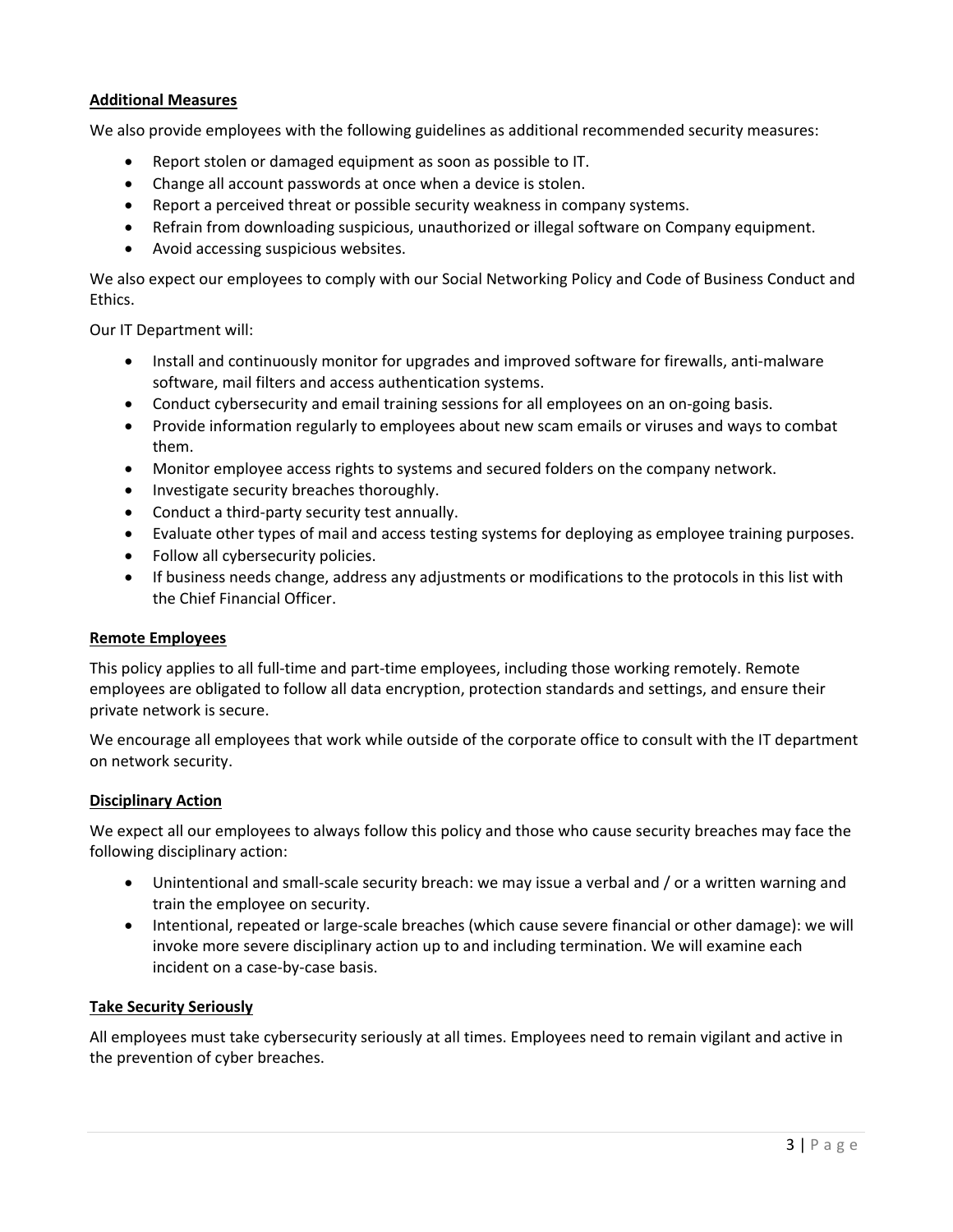## Additional Measures

We also provide employees with the following guidelines as additional recommended security measures:

- Report stolen or damaged equipment as soon as possible to IT.
- Change all account passwords at once when a device is stolen.
- Report a perceived threat or possible security weakness in company systems.
- Refrain from downloading suspicious, unauthorized or illegal software on Company equipment.
- Avoid accessing suspicious websites.

We also expect our employees to comply with our Social Networking Policy and Code of Business Conduct and Ethics.

Our IT Department will:

- Install and continuously monitor for upgrades and improved software for firewalls, anti-malware software, mail filters and access authentication systems.
- Conduct cybersecurity and email training sessions for all employees on an on-going basis.
- Provide information regularly to employees about new scam emails or viruses and ways to combat them.
- Monitor employee access rights to systems and secured folders on the company network.
- Investigate security breaches thoroughly.
- Conduct a third-party security test annually.
- Evaluate other types of mail and access testing systems for deploying as employee training purposes.
- Follow all cybersecurity policies.
- If business needs change, address any adjustments or modifications to the protocols in this list with the Chief Financial Officer.

## Remote Employees

This policy applies to all full-time and part-time employees, including those working remotely. Remote employees are obligated to follow all data encryption, protection standards and settings, and ensure their private network is secure.

We encourage all employees that work while outside of the corporate office to consult with the IT department on network security.

## Disciplinary Action

We expect all our employees to always follow this policy and those who cause security breaches may face the following disciplinary action:

- Unintentional and small-scale security breach: we may issue a verbal and / or a written warning and train the employee on security.
- Intentional, repeated or large-scale breaches (which cause severe financial or other damage): we will invoke more severe disciplinary action up to and including termination. We will examine each incident on a case-by-case basis.

## Take Security Seriously

All employees must take cybersecurity seriously at all times. Employees need to remain vigilant and active in the prevention of cyber breaches.